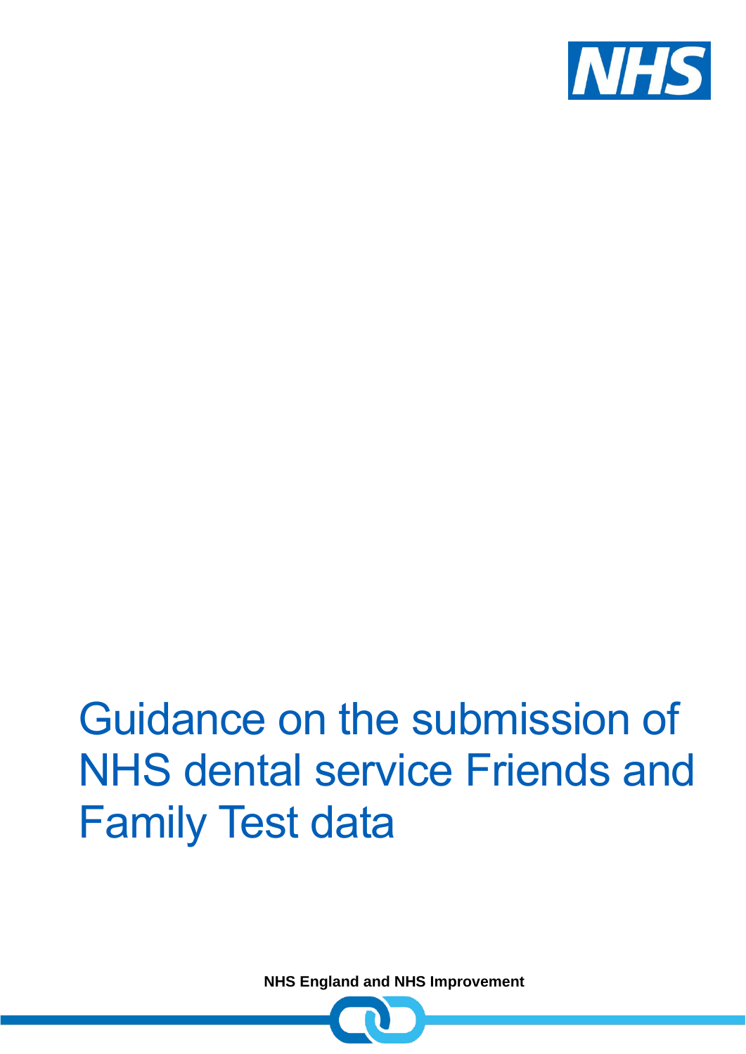# Guidance on the submission of NHS dental service Friends and Family Test data

**NHS England and NHS Improvement**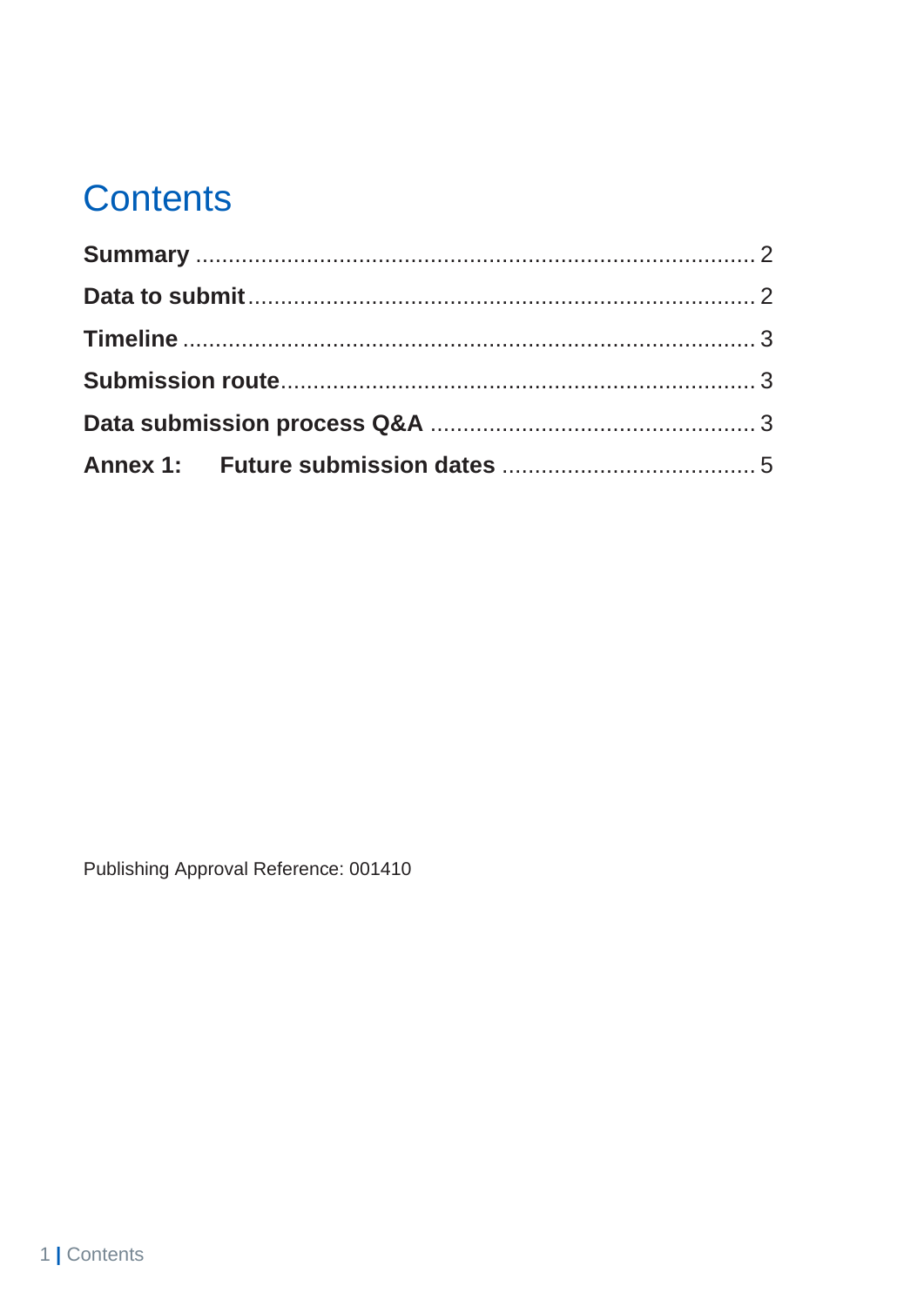# Contents

**Summary** .................................................................................... 2

**Data to submit** ............................................................................. 2

**Timeline** ...................................................................................... 3

**Submission route** ........................................................................ 3

**Data submission process Q&A** .................................................. 3

**Annex 1: Future submission dates** ...................................... 5

Publishing Approval Reference: 001410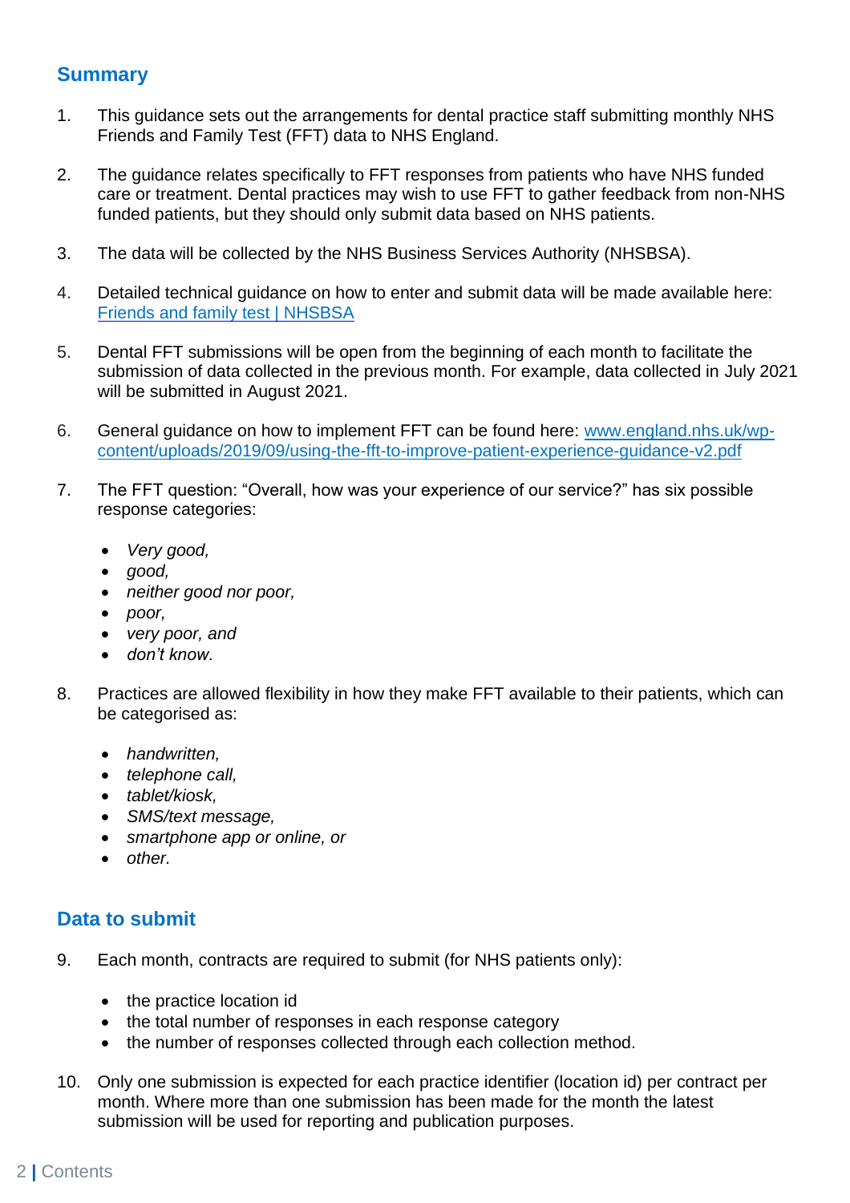## Summary

1. This guidance sets out the arrangements for dental practice staff submitting monthly NHS Friends and Family Test (FFT) data to NHS England.

2. The guidance relates specifically to FFT responses from patients who have NHS funded care or treatment. Dental practices may wish to use FFT to gather feedback from non-NHS funded patients, but they should only submit data based on NHS patients.

3. The data will be collected by the NHS Business Services Authority (NHSBSA).

4. Detailed technical guidance on how to enter and submit data will be made available here: [Friends and family test | NHSBSA]()

5. Dental FFT submissions will be open from the beginning of each month to facilitate the submission of data collected in the previous month. For example, data collected in July 2021 will be submitted in August 2021.

6. General guidance on how to implement FFT can be found here: [www.england.nhs.uk/wp-content/uploads/2019/09/using-the-fft-to-improve-patient-experience-guidance-v2.pdf](www.england.nhs.uk/wp-content/uploads/2019/09/using-the-fft-to-improve-patient-experience-guidance-v2.pdf)

7. The FFT question: “Overall, how was your experience of our service?” has six possible response categories:

   - *Very good,*
   - *good,*
   - *neither good nor poor,*
   - *poor,*
   - *very poor, and*
   - *don’t know.*

8. Practices are allowed flexibility in how they make FFT available to their patients, which can be categorised as:

   - *handwritten,*
   - *telephone call,*
   - *tablet/kiosk,*
   - *SMS/text message,*
   - *smartphone app or online, or*
   - *other.*

## Data to submit

9. Each month, contracts are required to submit (for NHS patients only):

   - the practice location id
   - the total number of responses in each response category
   - the number of responses collected through each collection method.

10. Only one submission is expected for each practice identifier (location id) per contract per month. Where more than one submission has been made for the month the latest submission will be used for reporting and publication purposes.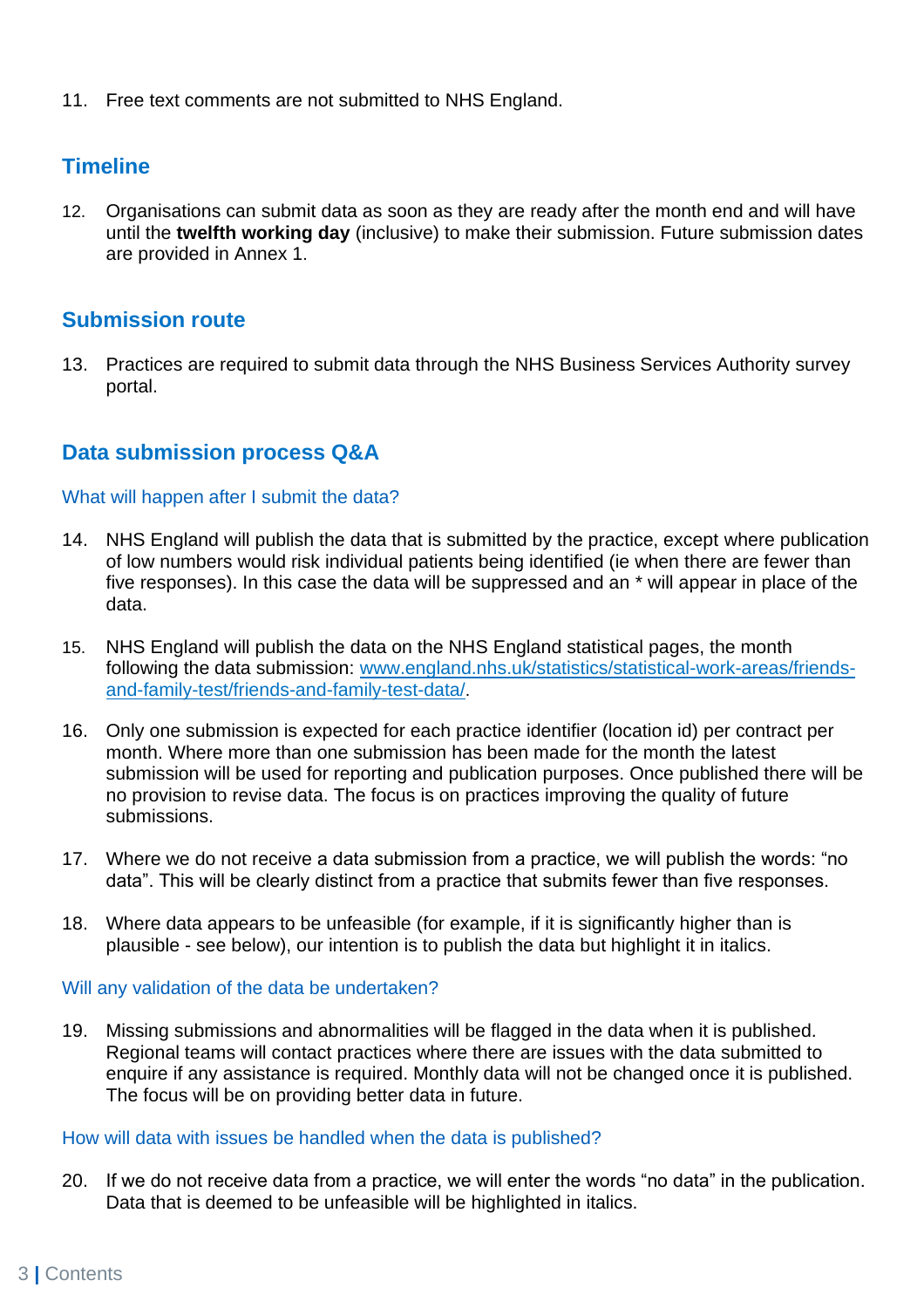11. Free text comments are not submitted to NHS England.

## Timeline

12. Organisations can submit data as soon as they are ready after the month end and will have until the **twelfth working day** (inclusive) to make their submission. Future submission dates are provided in Annex 1.

## Submission route

13. Practices are required to submit data through the NHS Business Services Authority survey portal.

## Data submission process Q&A

### What will happen after I submit the data?

14. NHS England will publish the data that is submitted by the practice, except where publication of low numbers would risk individual patients being identified (ie when there are fewer than five responses). In this case the data will be suppressed and an * will appear in place of the data.

15. NHS England will publish the data on the NHS England statistical pages, the month following the data submission: [www.england.nhs.uk/statistics/statistical-work-areas/friends-and-family-test/friends-and-family-test-data/](www.england.nhs.uk/statistics/statistical-work-areas/friends-and-family-test/friends-and-family-test-data/).

16. Only one submission is expected for each practice identifier (location id) per contract per month. Where more than one submission has been made for the month the latest submission will be used for reporting and publication purposes. Once published there will be no provision to revise data. The focus is on practices improving the quality of future submissions.

17. Where we do not receive a data submission from a practice, we will publish the words: "no data". This will be clearly distinct from a practice that submits fewer than five responses.

18. Where data appears to be unfeasible (for example, if it is significantly higher than is plausible - see below), our intention is to publish the data but highlight it in italics.

### Will any validation of the data be undertaken?

19. Missing submissions and abnormalities will be flagged in the data when it is published. Regional teams will contact practices where there are issues with the data submitted to enquire if any assistance is required. Monthly data will not be changed once it is published. The focus will be on providing better data in future.

### How will data with issues be handled when the data is published?

20. If we do not receive data from a practice, we will enter the words "no data" in the publication. Data that is deemed to be unfeasible will be highlighted in italics.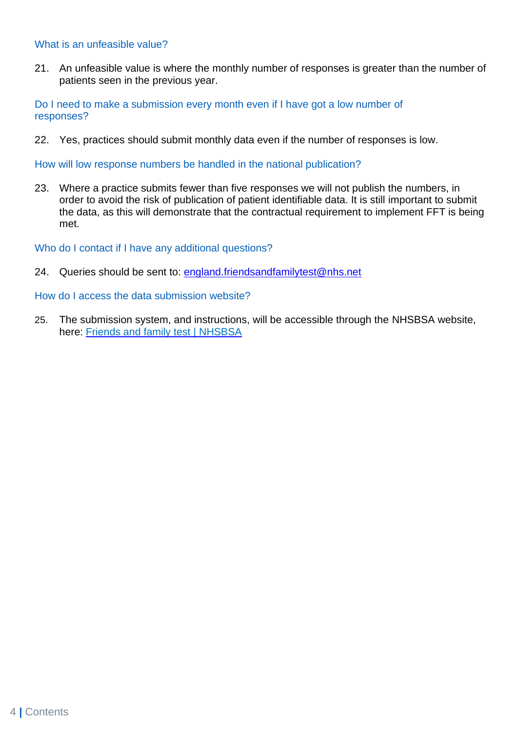### What is an unfeasible value?

21. An unfeasible value is where the monthly number of responses is greater than the number of patients seen in the previous year.

### Do I need to make a submission every month even if I have got a low number of responses?

22. Yes, practices should submit monthly data even if the number of responses is low.

### How will low response numbers be handled in the national publication?

23. Where a practice submits fewer than five responses we will not publish the numbers, in order to avoid the risk of publication of patient identifiable data. It is still important to submit the data, as this will demonstrate that the contractual requirement to implement FFT is being met.

### Who do I contact if I have any additional questions?

24. Queries should be sent to: [england.friendsandfamilytest@nhs.net](mailto:england.friendsandfamilytest@nhs.net)

### How do I access the data submission website?

25. The submission system, and instructions, will be accessible through the NHSBSA website, here: [Friends and family test | NHSBSA]()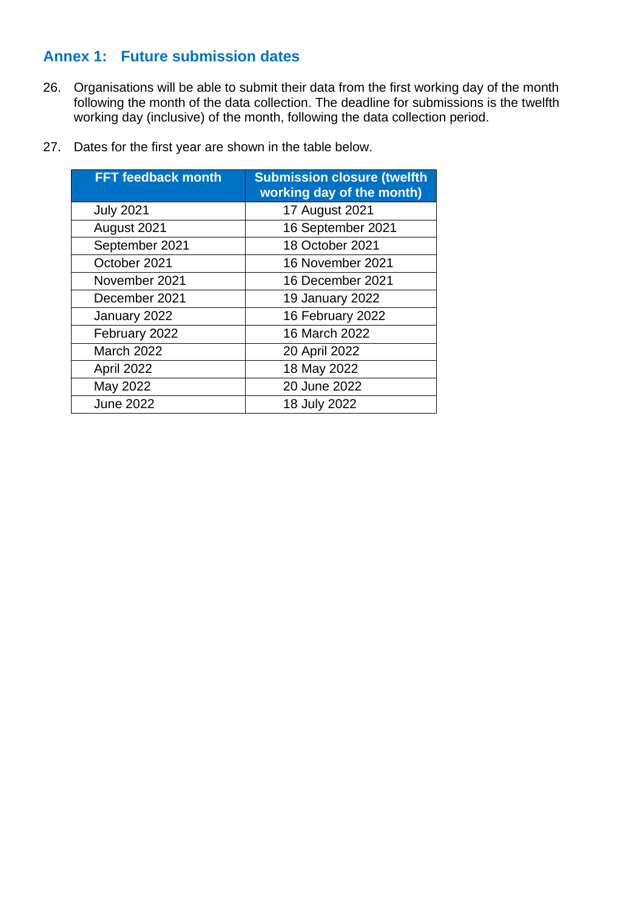## Annex 1: Future submission dates

26. Organisations will be able to submit their data from the first working day of the month following the month of the data collection. The deadline for submissions is the twelfth working day (inclusive) of the month, following the data collection period.

27. Dates for the first year are shown in the table below.

| FFT feedback month | Submission closure (twelfth working day of the month) |
|---|---|
| July 2021 | 17 August 2021 |
| August 2021 | 16 September 2021 |
| September 2021 | 18 October 2021 |
| October 2021 | 16 November 2021 |
| November 2021 | 16 December 2021 |
| December 2021 | 19 January 2022 |
| January 2022 | 16 February 2022 |
| February 2022 | 16 March 2022 |
| March 2022 | 20 April 2022 |
| April 2022 | 18 May 2022 |
| May 2022 | 20 June 2022 |
| June 2022 | 18 July 2022 |